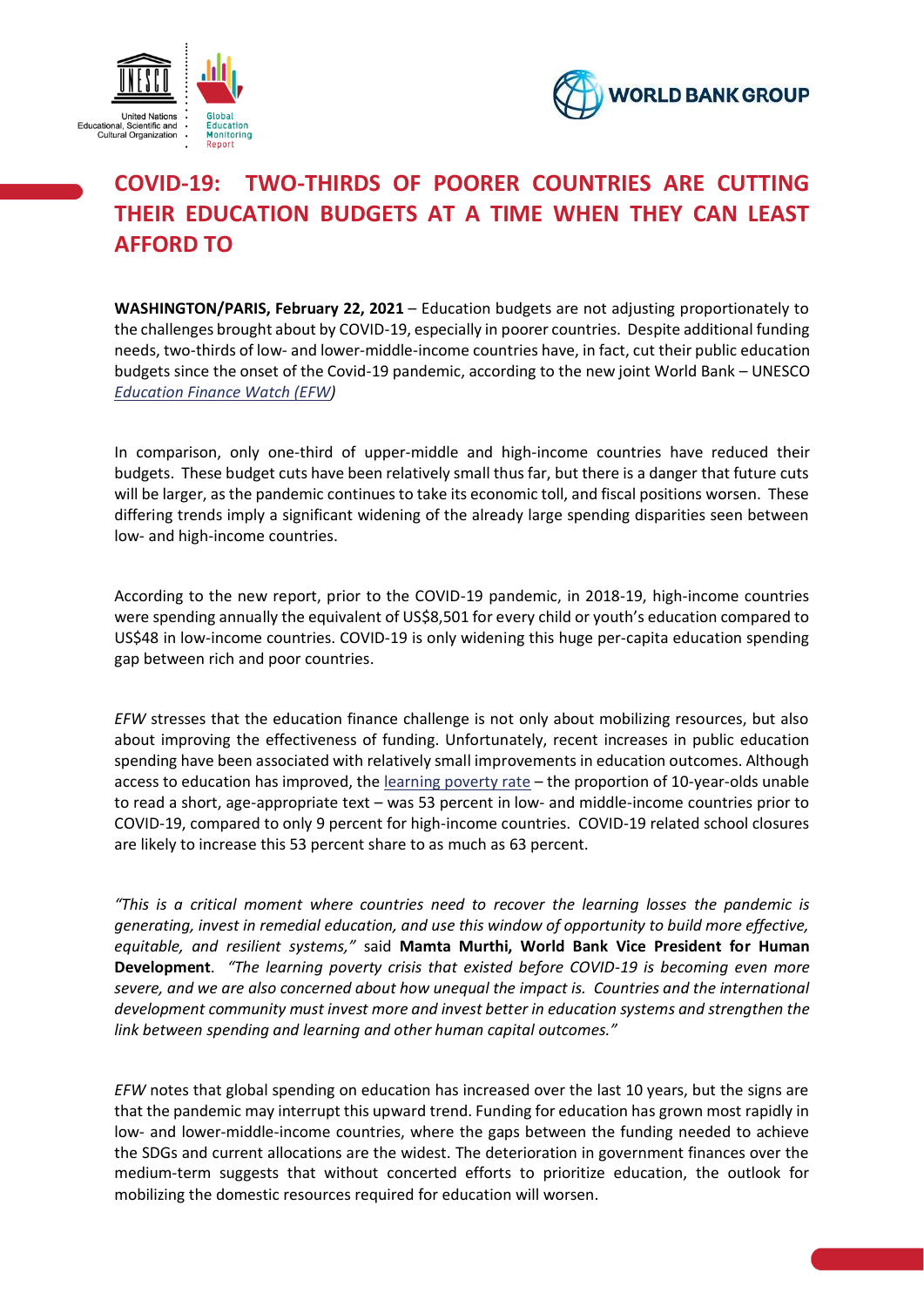# COVID-19: TWO-THIRDS OF POORER COUNTRIES ARE CUTTING THEIR EDUCATION BUDGETS AT A TIME WHEN THEY CAN LEAST AFFORD TO

**WASHINGTON/PARIS, February 22, 2021** – Education budgets are not adjusting proportionately to the challenges brought about by COVID-19, especially in poorer countries. Despite additional funding needs, two-thirds of low- and lower-middle-income countries have, in fact, cut their public education budgets since the onset of the Covid-19 pandemic, according to the new joint World Bank – UNESCO *Education Finance Watch (EFW)*

In comparison, only one-third of upper-middle and high-income countries have reduced their budgets. These budget cuts have been relatively small thus far, but there is a danger that future cuts will be larger, as the pandemic continues to take its economic toll, and fiscal positions worsen. These differing trends imply a significant widening of the already large spending disparities seen between low- and high-income countries.

According to the new report, prior to the COVID-19 pandemic, in 2018-19, high-income countries were spending annually the equivalent of US$8,501 for every child or youth's education compared to US$48 in low-income countries. COVID-19 is only widening this huge per-capita education spending gap between rich and poor countries.

*EFW* stresses that the education finance challenge is not only about mobilizing resources, but also about improving the effectiveness of funding. Unfortunately, recent increases in public education spending have been associated with relatively small improvements in education outcomes. Although access to education has improved, the learning poverty rate – the proportion of 10-year-olds unable to read a short, age-appropriate text – was 53 percent in low- and middle-income countries prior to COVID-19, compared to only 9 percent for high-income countries. COVID-19 related school closures are likely to increase this 53 percent share to as much as 63 percent.

*"This is a critical moment where countries need to recover the learning losses the pandemic is generating, invest in remedial education, and use this window of opportunity to build more effective, equitable, and resilient systems,"* said **Mamta Murthi, World Bank Vice President for Human Development**. *"The learning poverty crisis that existed before COVID-19 is becoming even more severe, and we are also concerned about how unequal the impact is. Countries and the international development community must invest more and invest better in education systems and strengthen the link between spending and learning and other human capital outcomes."*

*EFW* notes that global spending on education has increased over the last 10 years, but the signs are that the pandemic may interrupt this upward trend. Funding for education has grown most rapidly in low- and lower-middle-income countries, where the gaps between the funding needed to achieve the SDGs and current allocations are the widest. The deterioration in government finances over the medium-term suggests that without concerted efforts to prioritize education, the outlook for mobilizing the domestic resources required for education will worsen.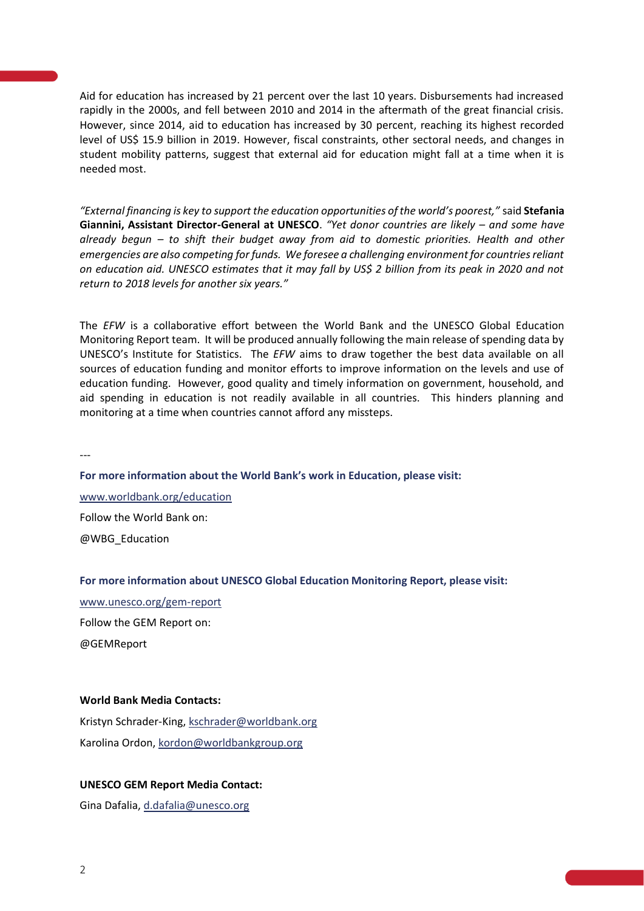Aid for education has increased by 21 percent over the last 10 years. Disbursements had increased rapidly in the 2000s, and fell between 2010 and 2014 in the aftermath of the great financial crisis. However, since 2014, aid to education has increased by 30 percent, reaching its highest recorded level of US$ 15.9 billion in 2019. However, fiscal constraints, other sectoral needs, and changes in student mobility patterns, suggest that external aid for education might fall at a time when it is needed most.

*"External financing is key to support the education opportunities of the world's poorest,"* said **Stefania Giannini, Assistant Director-General at UNESCO**. *"Yet donor countries are likely – and some have already begun – to shift their budget away from aid to domestic priorities. Health and other emergencies are also competing for funds. We foresee a challenging environment for countries reliant on education aid. UNESCO estimates that it may fall by US$ 2 billion from its peak in 2020 and not return to 2018 levels for another six years."*

The *EFW* is a collaborative effort between the World Bank and the UNESCO Global Education Monitoring Report team. It will be produced annually following the main release of spending data by UNESCO's Institute for Statistics. The *EFW* aims to draw together the best data available on all sources of education funding and monitor efforts to improve information on the levels and use of education funding. However, good quality and timely information on government, household, and aid spending in education is not readily available in all countries. This hinders planning and monitoring at a time when countries cannot afford any missteps.

---

**For more information about the World Bank's work in Education, please visit:**

www.worldbank.org/education

Follow the World Bank on:

@WBG_Education

**For more information about UNESCO Global Education Monitoring Report, please visit:**

www.unesco.org/gem-report

Follow the GEM Report on:

@GEMReport

**World Bank Media Contacts:**

Kristyn Schrader-King, kschrader@worldbank.org

Karolina Ordon, kordon@worldbankgroup.org

**UNESCO GEM Report Media Contact:**

Gina Dafalia, d.dafalia@unesco.org